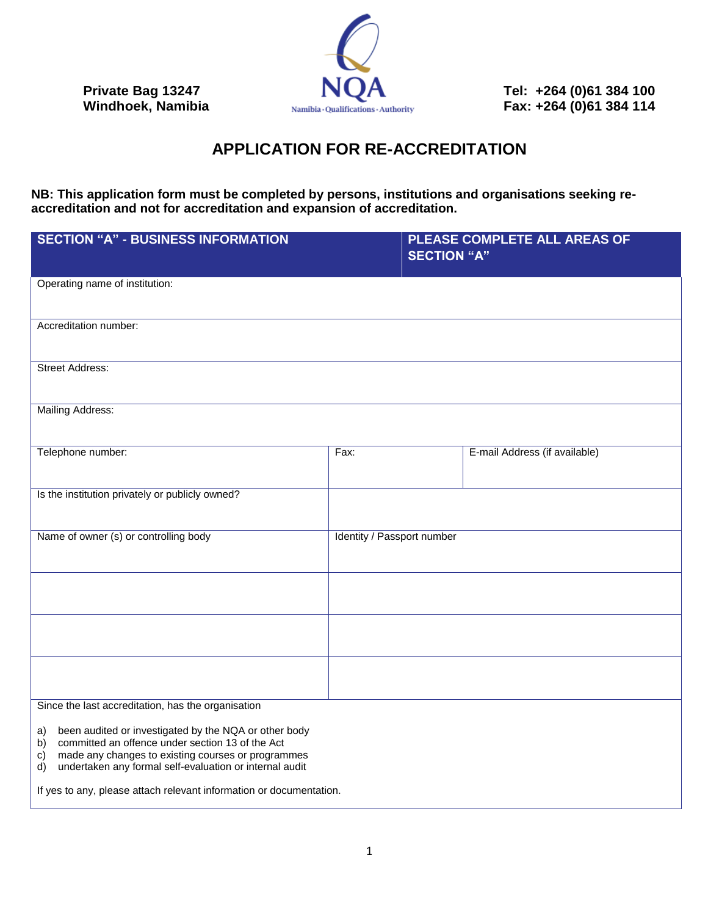Private Bag 13247
Windhoek, Namibia

NQA
Namibia · Qualifications · Authority

Tel: +264 (0)61 384 100
Fax: +264 (0)61 384 114

# APPLICATION FOR RE-ACCREDITATION

**NB: This application form must be completed by persons, institutions and organisations seeking re-accreditation and not for accreditation and expansion of accreditation.**

| **SECTION "A" - BUSINESS INFORMATION** | | **PLEASE COMPLETE ALL AREAS OF SECTION "A"** |
|---|---|---|
| Operating name of institution: | | |
| Accreditation number: | | |
| Street Address: | | |
| Mailing Address: | | |
| Telephone number: | Fax: | E-mail Address (if available) |
| Is the institution privately or publicly owned? | | |
| Name of owner (s) or controlling body | Identity / Passport number | |
| | | |
| | | |
| | | |

Since the last accreditation, has the organisation

a) been audited or investigated by the NQA or other body
b) committed an offence under section 13 of the Act
c) made any changes to existing courses or programmes
d) undertaken any formal self-evaluation or internal audit

If yes to any, please attach relevant information or documentation.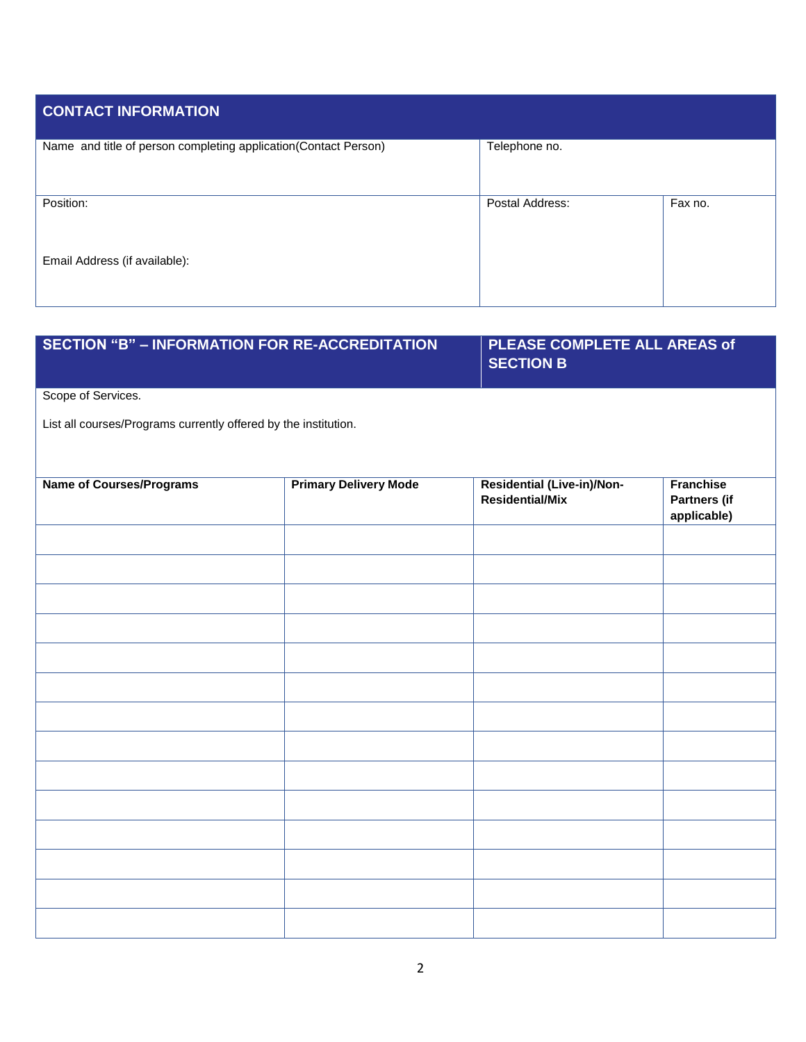## CONTACT INFORMATION

| Name and title of person completing application(Contact Person) | Telephone no. | |
|---|---|---|
| Position:<br><br>Email Address (if available): | Postal Address: | Fax no. |

## SECTION "B" – INFORMATION FOR RE-ACCREDITATION

**PLEASE COMPLETE ALL AREAS of SECTION B**

Scope of Services.

List all courses/Programs currently offered by the institution.

| Name of Courses/Programs | Primary Delivery Mode | Residential (Live-in)/Non-Residential/Mix | Franchise Partners (if applicable) |
|---|---|---|---|
| | | | |
| | | | |
| | | | |
| | | | |
| | | | |
| | | | |
| | | | |
| | | | |
| | | | |
| | | | |
| | | | |
| | | | |
| | | | |
| | | | |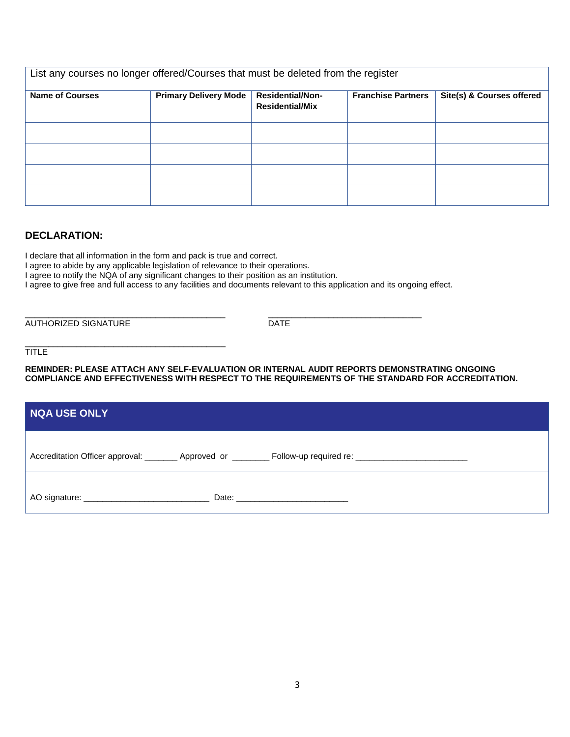| List any courses no longer offered/Courses that must be deleted from the register | | | | |
|---|---|---|---|---|
| **Name of Courses** | **Primary Delivery Mode** | **Residential/Non-Residential/Mix** | **Franchise Partners** | **Site(s) & Courses offered** |
| | | | | |
| | | | | |
| | | | | |
| | | | | |

## DECLARATION:

I declare that all information in the form and pack is true and correct.
I agree to abide by any applicable legislation of relevance to their operations.
I agree to notify the NQA of any significant changes to their position as an institution.
I agree to give free and full access to any facilities and documents relevant to this application and its ongoing effect.

_____________________________________________ _________________________________

AUTHORIZED SIGNATURE DATE

_____________________________________________

TITLE

**REMINDER: PLEASE ATTACH ANY SELF-EVALUATION OR INTERNAL AUDIT REPORTS DEMONSTRATING ONGOING COMPLIANCE AND EFFECTIVENESS WITH RESPECT TO THE REQUIREMENTS OF THE STANDARD FOR ACCREDITATION.**

| **NQA USE ONLY** |
|---|
| Accreditation Officer approval: _______ Approved or ________ Follow-up required re: ________________________ |
| AO signature: ___________________________ Date: ________________________ |